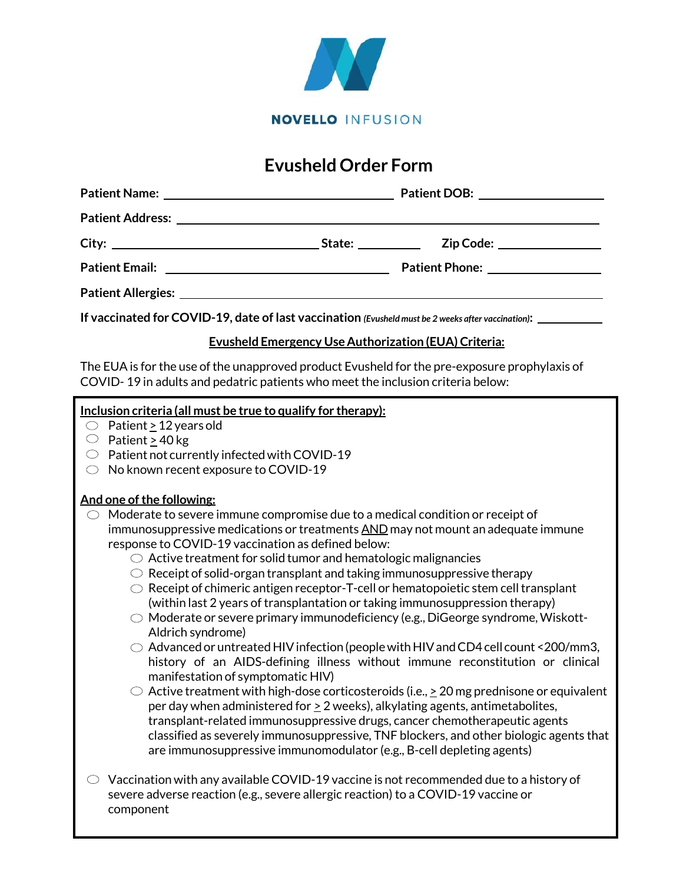NOVELLO INFUSION

# Evusheld Order Form

**Patient Name:** ______________________ **Patient DOB:** ______________

**Patient Address:** ____________________________________________

**City:** ____________________ **State:** ________ **Zip Code:** ____________

**Patient Email:** ______________________ **Patient Phone:** ______________

**Patient Allergies:** ____________________________________________

**If vaccinated for COVID-19, date of last vaccination** *(Evusheld must be 2 weeks after vaccination)*: ________

**Evusheld Emergency Use Authorization (EUA) Criteria:**

The EUA is for the use of the unapproved product Evusheld for the pre-exposure prophylaxis of COVID- 19 in adults and pediatric patients who meet the inclusion criteria below:

**Inclusion criteria (all must be true to qualify for therapy):**

- ◯ Patient ≥ 12 years old
- ◯ Patient ≥ 40 kg
- ◯ Patient not currently infected with COVID-19
- ◯ No known recent exposure to COVID-19

**And one of the following:**

- ◯ Moderate to severe immune compromise due to a medical condition or receipt of immunosuppressive medications or treatments AND may not mount an adequate immune response to COVID-19 vaccination as defined below:
  - ◯ Active treatment for solid tumor and hematologic malignancies
  - ◯ Receipt of solid-organ transplant and taking immunosuppressive therapy
  - ◯ Receipt of chimeric antigen receptor-T-cell or hematopoietic stem cell transplant (within last 2 years of transplantation or taking immunosuppression therapy)
  - ◯ Moderate or severe primary immunodeficiency (e.g., DiGeorge syndrome, Wiskott-Aldrich syndrome)
  - ◯ Advanced or untreated HIV infection (people with HIV and CD4 cell count <200/mm3, history of an AIDS-defining illness without immune reconstitution or clinical manifestation of symptomatic HIV)
  - ◯ Active treatment with high-dose corticosteroids (i.e., ≥ 20 mg prednisone or equivalent per day when administered for ≥ 2 weeks), alkylating agents, antimetabolites, transplant-related immunosuppressive drugs, cancer chemotherapeutic agents classified as severely immunosuppressive, TNF blockers, and other biologic agents that are immunosuppressive immunomodulator (e.g., B-cell depleting agents)
- ◯ Vaccination with any available COVID-19 vaccine is not recommended due to a history of severe adverse reaction (e.g., severe allergic reaction) to a COVID-19 vaccine or component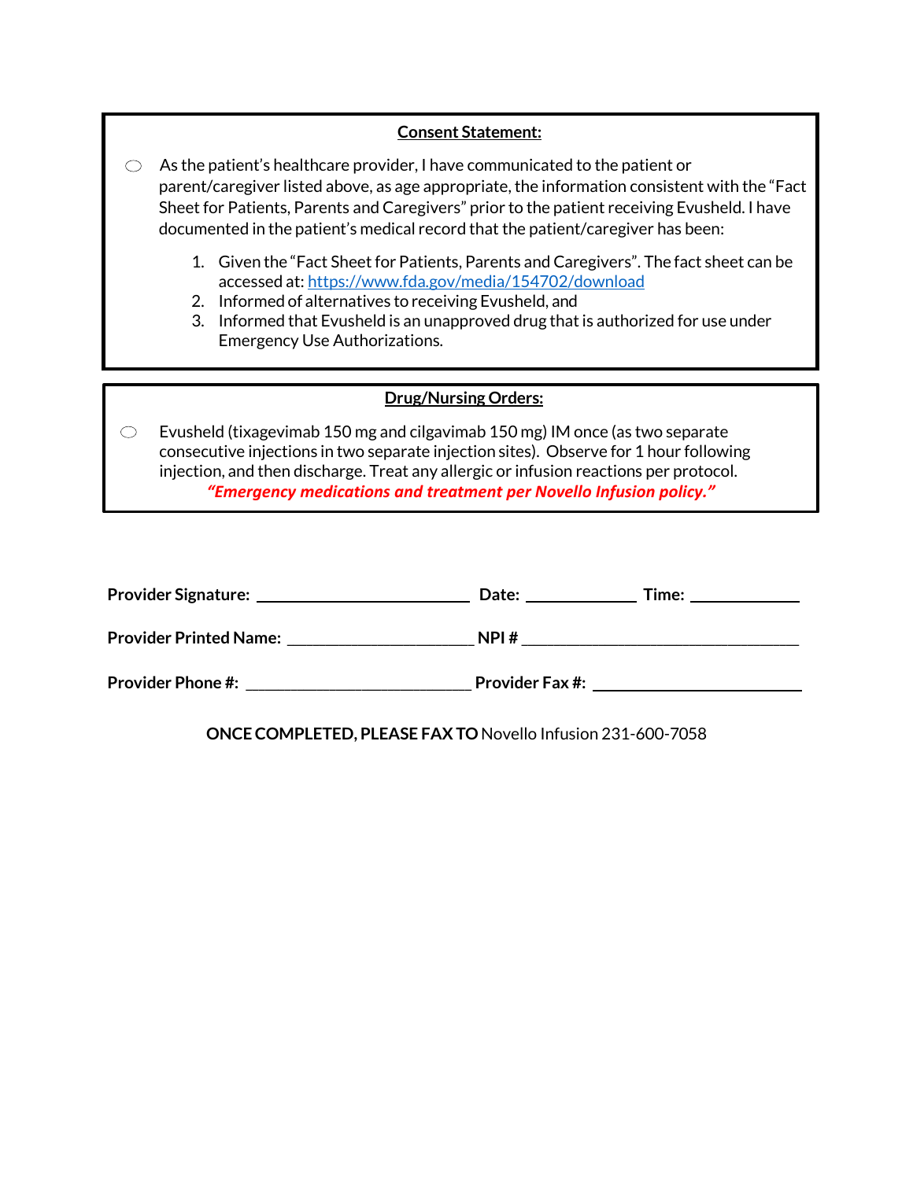**Consent Statement:**

- ○ As the patient's healthcare provider, I have communicated to the patient or parent/caregiver listed above, as age appropriate, the information consistent with the "Fact Sheet for Patients, Parents and Caregivers" prior to the patient receiving Evusheld. I have documented in the patient's medical record that the patient/caregiver has been:

  1. Given the "Fact Sheet for Patients, Parents and Caregivers". The fact sheet can be accessed at: https://www.fda.gov/media/154702/download
  2. Informed of alternatives to receiving Evusheld, and
  3. Informed that Evusheld is an unapproved drug that is authorized for use under Emergency Use Authorizations.

**Drug/Nursing Orders:**

- ○ Evusheld (tixagevimab 150 mg and cilgavimab 150 mg) IM once (as two separate consecutive injections in two separate injection sites). Observe for 1 hour following injection, and then discharge. Treat any allergic or infusion reactions per protocol.

  ***"Emergency medications and treatment per Novello Infusion policy."***

**Provider Signature:** ____________________ **Date:** __________ **Time:** __________

**Provider Printed Name:** ____________________ **NPI #** ____________________

**Provider Phone #:** ____________________ **Provider Fax #:** ____________________

**ONCE COMPLETED, PLEASE FAX TO** Novello Infusion 231-600-7058